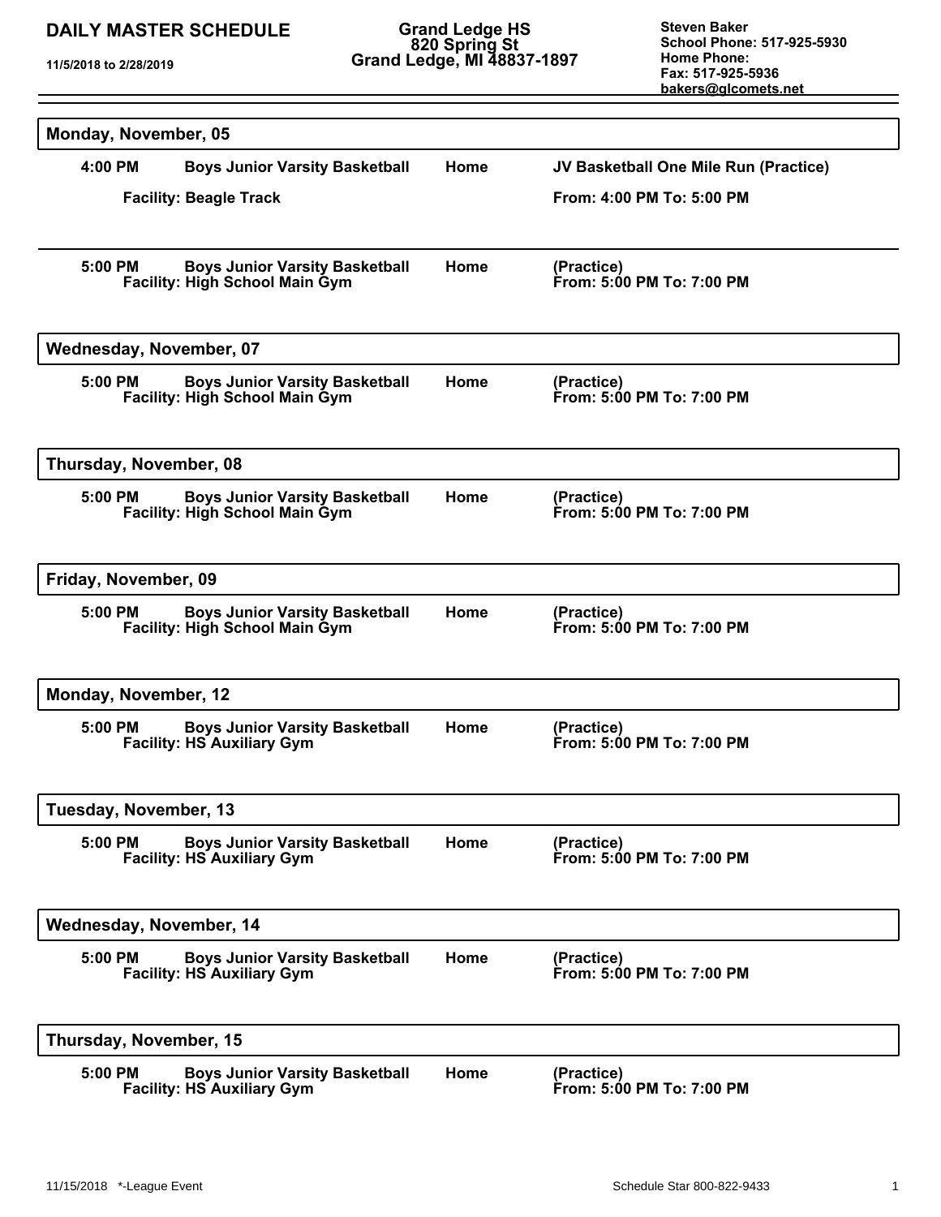# DAILY MASTER SCHEDULE

**11/5/2018 to 2/28/2019**

**Grand Ledge HS**
**820 Spring St**
**Grand Ledge, MI 48837-1897**

**Steven Baker**
**School Phone: 517-925-5930**
**Home Phone:**
**Fax: 517-925-5936**
**bakers@glcomets.net**

---

## Monday, November, 05

| Time | Event | Location | Details |
|---|---|---|---|
| 4:00 PM | Boys Junior Varsity Basketball<br>Facility: Beagle Track | Home | JV Basketball One Mile Run (Practice)<br>From: 4:00 PM To: 5:00 PM |
| 5:00 PM | Boys Junior Varsity Basketball<br>Facility: High School Main Gym | Home | (Practice)<br>From: 5:00 PM To: 7:00 PM |

## Wednesday, November, 07

| Time | Event | Location | Details |
|---|---|---|---|
| 5:00 PM | Boys Junior Varsity Basketball<br>Facility: High School Main Gym | Home | (Practice)<br>From: 5:00 PM To: 7:00 PM |

## Thursday, November, 08

| Time | Event | Location | Details |
|---|---|---|---|
| 5:00 PM | Boys Junior Varsity Basketball<br>Facility: High School Main Gym | Home | (Practice)<br>From: 5:00 PM To: 7:00 PM |

## Friday, November, 09

| Time | Event | Location | Details |
|---|---|---|---|
| 5:00 PM | Boys Junior Varsity Basketball<br>Facility: High School Main Gym | Home | (Practice)<br>From: 5:00 PM To: 7:00 PM |

## Monday, November, 12

| Time | Event | Location | Details |
|---|---|---|---|
| 5:00 PM | Boys Junior Varsity Basketball<br>Facility: HS Auxiliary Gym | Home | (Practice)<br>From: 5:00 PM To: 7:00 PM |

## Tuesday, November, 13

| Time | Event | Location | Details |
|---|---|---|---|
| 5:00 PM | Boys Junior Varsity Basketball<br>Facility: HS Auxiliary Gym | Home | (Practice)<br>From: 5:00 PM To: 7:00 PM |

## Wednesday, November, 14

| Time | Event | Location | Details |
|---|---|---|---|
| 5:00 PM | Boys Junior Varsity Basketball<br>Facility: HS Auxiliary Gym | Home | (Practice)<br>From: 5:00 PM To: 7:00 PM |

## Thursday, November, 15

| Time | Event | Location | Details |
|---|---|---|---|
| 5:00 PM | Boys Junior Varsity Basketball<br>Facility: HS Auxiliary Gym | Home | (Practice)<br>From: 5:00 PM To: 7:00 PM |

11/15/2018 *-League Event

Schedule Star 800-822-9433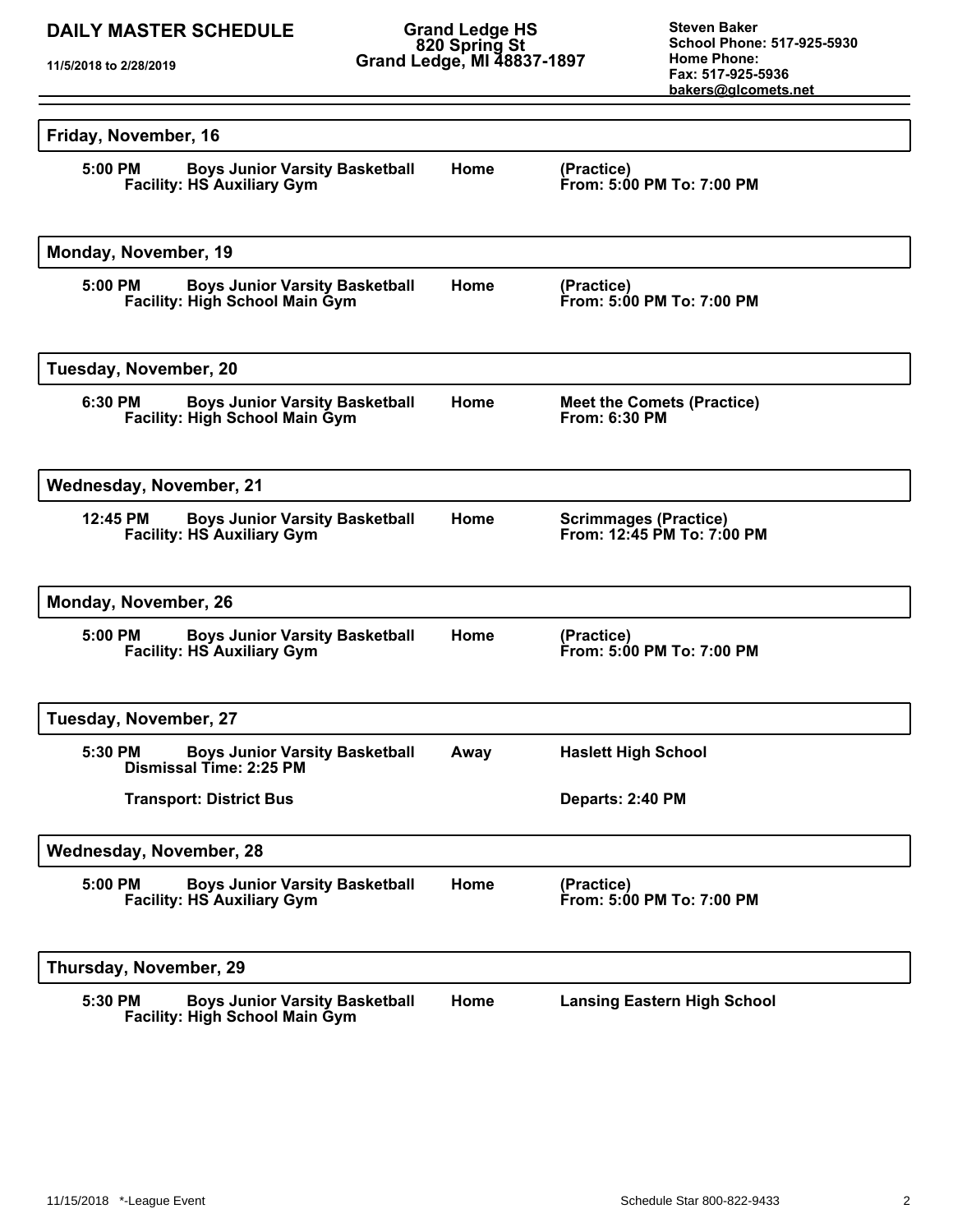**DAILY MASTER SCHEDULE**

**11/5/2018 to 2/28/2019**

**Grand Ledge HS**
**820 Spring St**
**Grand Ledge, MI 48837-1897**

**Steven Baker**
**School Phone: 517-925-5930**
**Home Phone:**
**Fax: 517-925-5936**
**bakers@glcomets.net**

---

### Friday, November, 16

**5:00 PM** **Boys Junior Varsity Basketball** — **Home** — **(Practice)**
**Facility: HS Auxiliary Gym** — **From: 5:00 PM To: 7:00 PM**

### Monday, November, 19

**5:00 PM** **Boys Junior Varsity Basketball** — **Home** — **(Practice)**
**Facility: High School Main Gym** — **From: 5:00 PM To: 7:00 PM**

### Tuesday, November, 20

**6:30 PM** **Boys Junior Varsity Basketball** — **Home** — **Meet the Comets (Practice)**
**Facility: High School Main Gym** — **From: 6:30 PM**

### Wednesday, November, 21

**12:45 PM** **Boys Junior Varsity Basketball** — **Home** — **Scrimmages (Practice)**
**Facility: HS Auxiliary Gym** — **From: 12:45 PM To: 7:00 PM**

### Monday, November, 26

**5:00 PM** **Boys Junior Varsity Basketball** — **Home** — **(Practice)**
**Facility: HS Auxiliary Gym** — **From: 5:00 PM To: 7:00 PM**

### Tuesday, November, 27

**5:30 PM** **Boys Junior Varsity Basketball** — **Away** — **Haslett High School**
**Dismissal Time: 2:25 PM**

**Transport: District Bus** — **Departs: 2:40 PM**

### Wednesday, November, 28

**5:00 PM** **Boys Junior Varsity Basketball** — **Home** — **(Practice)**
**Facility: HS Auxiliary Gym** — **From: 5:00 PM To: 7:00 PM**

### Thursday, November, 29

**5:30 PM** **Boys Junior Varsity Basketball** — **Home** — **Lansing Eastern High School**
**Facility: High School Main Gym**

11/15/2018 *-League Event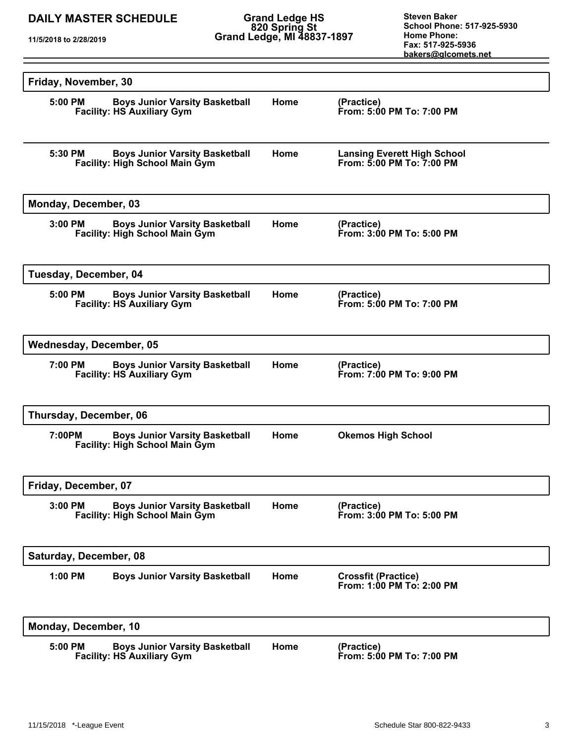## Friday, November, 30

**5:00 PM** **Boys Junior Varsity Basketball** **Home** **(Practice)**
**Facility: HS Auxiliary Gym** **From: 5:00 PM To: 7:00 PM**

**5:30 PM** **Boys Junior Varsity Basketball** **Home** **Lansing Everett High School**
**Facility: High School Main Gym** **From: 5:00 PM To: 7:00 PM**

## Monday, December, 03

**3:00 PM** **Boys Junior Varsity Basketball** **Home** **(Practice)**
**Facility: High School Main Gym** **From: 3:00 PM To: 5:00 PM**

## Tuesday, December, 04

**5:00 PM** **Boys Junior Varsity Basketball** **Home** **(Practice)**
**Facility: HS Auxiliary Gym** **From: 5:00 PM To: 7:00 PM**

## Wednesday, December, 05

**7:00 PM** **Boys Junior Varsity Basketball** **Home** **(Practice)**
**Facility: HS Auxiliary Gym** **From: 7:00 PM To: 9:00 PM**

## Thursday, December, 06

**7:00PM** **Boys Junior Varsity Basketball** **Home** **Okemos High School**
**Facility: High School Main Gym**

## Friday, December, 07

**3:00 PM** **Boys Junior Varsity Basketball** **Home** **(Practice)**
**Facility: High School Main Gym** **From: 3:00 PM To: 5:00 PM**

## Saturday, December, 08

**1:00 PM** **Boys Junior Varsity Basketball** **Home** **Crossfit (Practice)**
**From: 1:00 PM To: 2:00 PM**

## Monday, December, 10

**5:00 PM** **Boys Junior Varsity Basketball** **Home** **(Practice)**
**Facility: HS Auxiliary Gym** **From: 5:00 PM To: 7:00 PM**

11/15/2018 *-League Event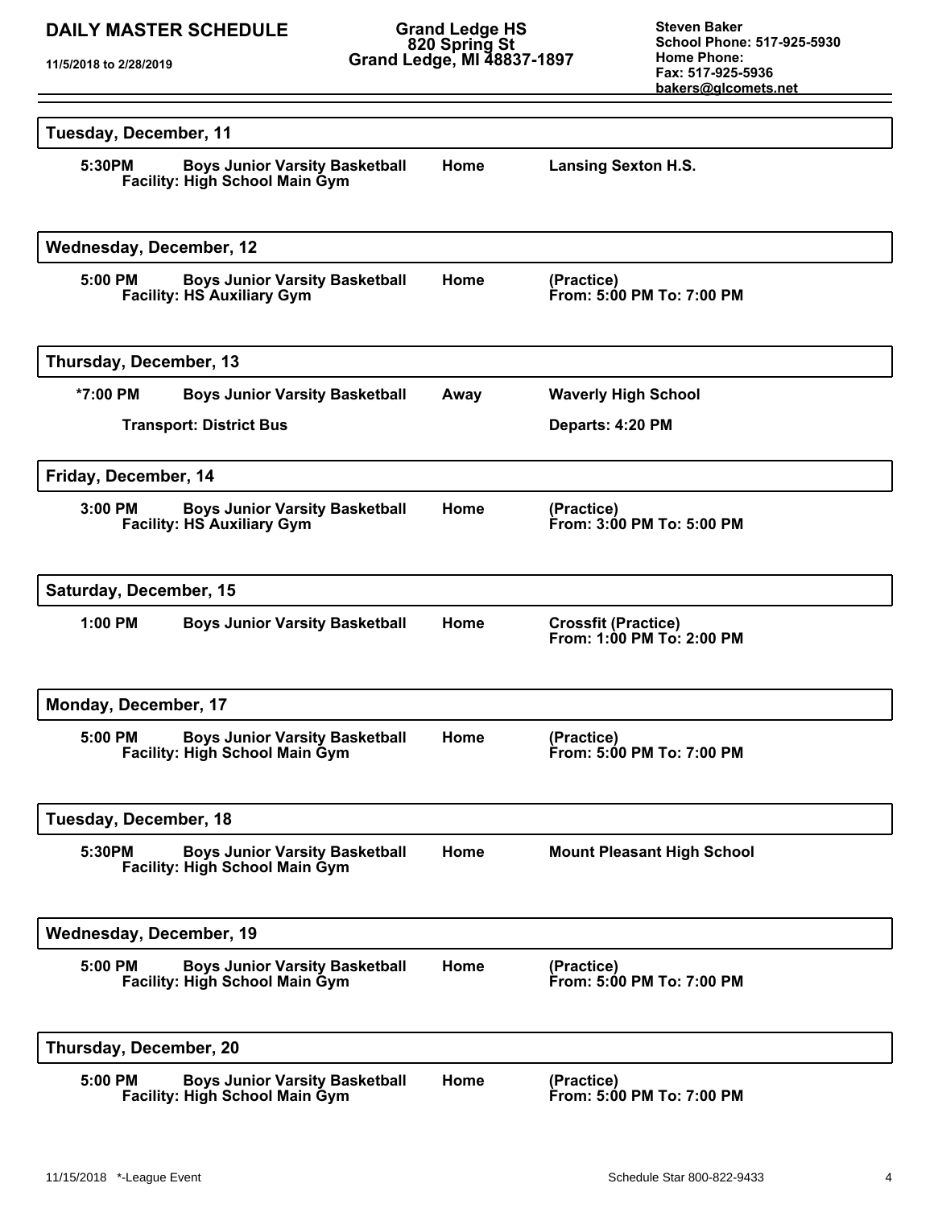## Tuesday, December, 11

| Time | Event | Location | Details |
|---|---|---|---|
| 5:30PM | Boys Junior Varsity Basketball<br>Facility: High School Main Gym | Home | Lansing Sexton H.S. |

## Wednesday, December, 12

| Time | Event | Location | Details |
|---|---|---|---|
| 5:00 PM | Boys Junior Varsity Basketball<br>Facility: HS Auxiliary Gym | Home | (Practice)<br>From: 5:00 PM To: 7:00 PM |

## Thursday, December, 13

| Time | Event | Location | Details |
|---|---|---|---|
| *7:00 PM | Boys Junior Varsity Basketball<br>Transport: District Bus | Away | Waverly High School<br>Departs: 4:20 PM |

## Friday, December, 14

| Time | Event | Location | Details |
|---|---|---|---|
| 3:00 PM | Boys Junior Varsity Basketball<br>Facility: HS Auxiliary Gym | Home | (Practice)<br>From: 3:00 PM To: 5:00 PM |

## Saturday, December, 15

| Time | Event | Location | Details |
|---|---|---|---|
| 1:00 PM | Boys Junior Varsity Basketball | Home | Crossfit (Practice)<br>From: 1:00 PM To: 2:00 PM |

## Monday, December, 17

| Time | Event | Location | Details |
|---|---|---|---|
| 5:00 PM | Boys Junior Varsity Basketball<br>Facility: High School Main Gym | Home | (Practice)<br>From: 5:00 PM To: 7:00 PM |

## Tuesday, December, 18

| Time | Event | Location | Details |
|---|---|---|---|
| 5:30PM | Boys Junior Varsity Basketball<br>Facility: High School Main Gym | Home | Mount Pleasant High School |

## Wednesday, December, 19

| Time | Event | Location | Details |
|---|---|---|---|
| 5:00 PM | Boys Junior Varsity Basketball<br>Facility: High School Main Gym | Home | (Practice)<br>From: 5:00 PM To: 7:00 PM |

## Thursday, December, 20

| Time | Event | Location | Details |
|---|---|---|---|
| 5:00 PM | Boys Junior Varsity Basketball<br>Facility: High School Main Gym | Home | (Practice)<br>From: 5:00 PM To: 7:00 PM |

*-League Event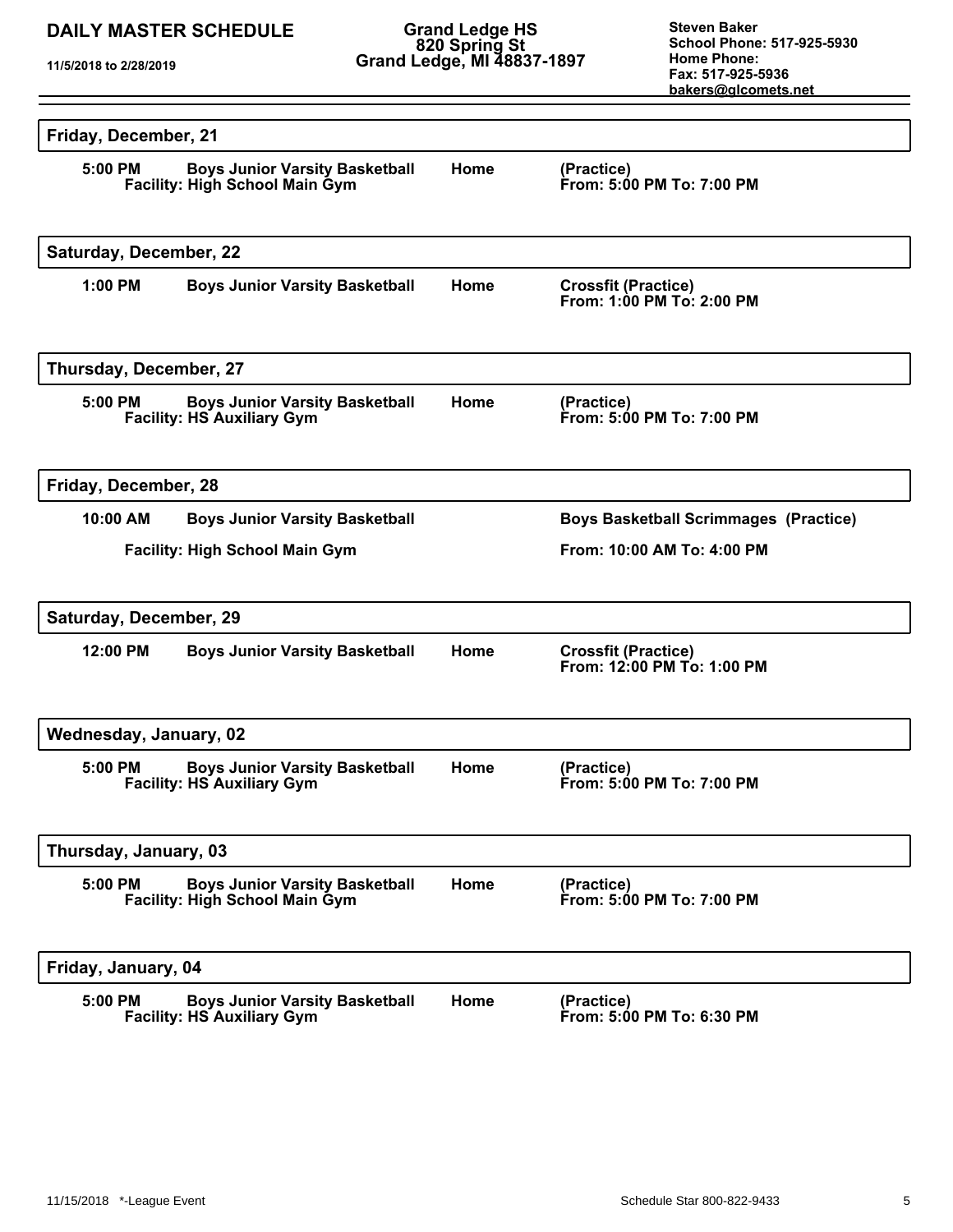## Friday, December, 21

**5:00 PM** **Boys Junior Varsity Basketball** **Home** **(Practice)**
**Facility: High School Main Gym** **From: 5:00 PM To: 7:00 PM**

## Saturday, December, 22

**1:00 PM** **Boys Junior Varsity Basketball** **Home** **Crossfit (Practice)**
**From: 1:00 PM To: 2:00 PM**

## Thursday, December, 27

**5:00 PM** **Boys Junior Varsity Basketball** **Home** **(Practice)**
**Facility: HS Auxiliary Gym** **From: 5:00 PM To: 7:00 PM**

## Friday, December, 28

**10:00 AM** **Boys Junior Varsity Basketball** **Boys Basketball Scrimmages (Practice)**

**Facility: High School Main Gym** **From: 10:00 AM To: 4:00 PM**

## Saturday, December, 29

**12:00 PM** **Boys Junior Varsity Basketball** **Home** **Crossfit (Practice)**
**From: 12:00 PM To: 1:00 PM**

## Wednesday, January, 02

**5:00 PM** **Boys Junior Varsity Basketball** **Home** **(Practice)**
**Facility: HS Auxiliary Gym** **From: 5:00 PM To: 7:00 PM**

## Thursday, January, 03

**5:00 PM** **Boys Junior Varsity Basketball** **Home** **(Practice)**
**Facility: High School Main Gym** **From: 5:00 PM To: 7:00 PM**

## Friday, January, 04

**5:00 PM** **Boys Junior Varsity Basketball** **Home** **(Practice)**
**Facility: HS Auxiliary Gym** **From: 5:00 PM To: 6:30 PM**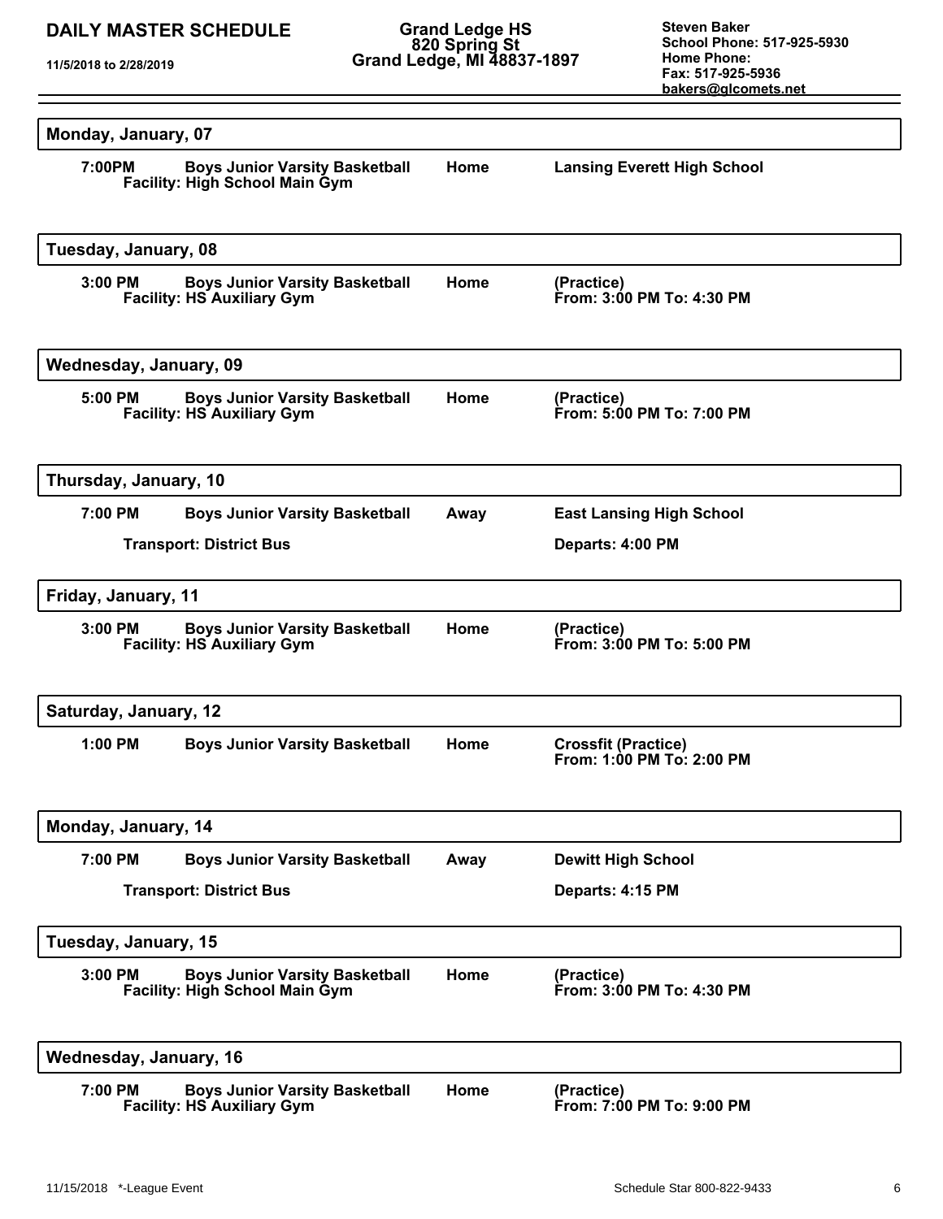## Monday, January, 07

| Time | Event | Location | Details |
|---|---|---|---|
| 7:00PM | **Boys Junior Varsity Basketball** Facility: High School Main Gym | Home | Lansing Everett High School |

## Tuesday, January, 08

| Time | Event | Location | Details |
|---|---|---|---|
| 3:00 PM | **Boys Junior Varsity Basketball** Facility: HS Auxiliary Gym | Home | (Practice) From: 3:00 PM To: 4:30 PM |

## Wednesday, January, 09

| Time | Event | Location | Details |
|---|---|---|---|
| 5:00 PM | **Boys Junior Varsity Basketball** Facility: HS Auxiliary Gym | Home | (Practice) From: 5:00 PM To: 7:00 PM |

## Thursday, January, 10

| Time | Event | Location | Details |
|---|---|---|---|
| 7:00 PM | **Boys Junior Varsity Basketball** | Away | East Lansing High School |
| | Transport: District Bus | | Departs: 4:00 PM |

## Friday, January, 11

| Time | Event | Location | Details |
|---|---|---|---|
| 3:00 PM | **Boys Junior Varsity Basketball** Facility: HS Auxiliary Gym | Home | (Practice) From: 3:00 PM To: 5:00 PM |

## Saturday, January, 12

| Time | Event | Location | Details |
|---|---|---|---|
| 1:00 PM | **Boys Junior Varsity Basketball** | Home | Crossfit (Practice) From: 1:00 PM To: 2:00 PM |

## Monday, January, 14

| Time | Event | Location | Details |
|---|---|---|---|
| 7:00 PM | **Boys Junior Varsity Basketball** | Away | Dewitt High School |
| | Transport: District Bus | | Departs: 4:15 PM |

## Tuesday, January, 15

| Time | Event | Location | Details |
|---|---|---|---|
| 3:00 PM | **Boys Junior Varsity Basketball** Facility: High School Main Gym | Home | (Practice) From: 3:00 PM To: 4:30 PM |

## Wednesday, January, 16

| Time | Event | Location | Details |
|---|---|---|---|
| 7:00 PM | **Boys Junior Varsity Basketball** Facility: HS Auxiliary Gym | Home | (Practice) From: 7:00 PM To: 9:00 PM |

*-League Event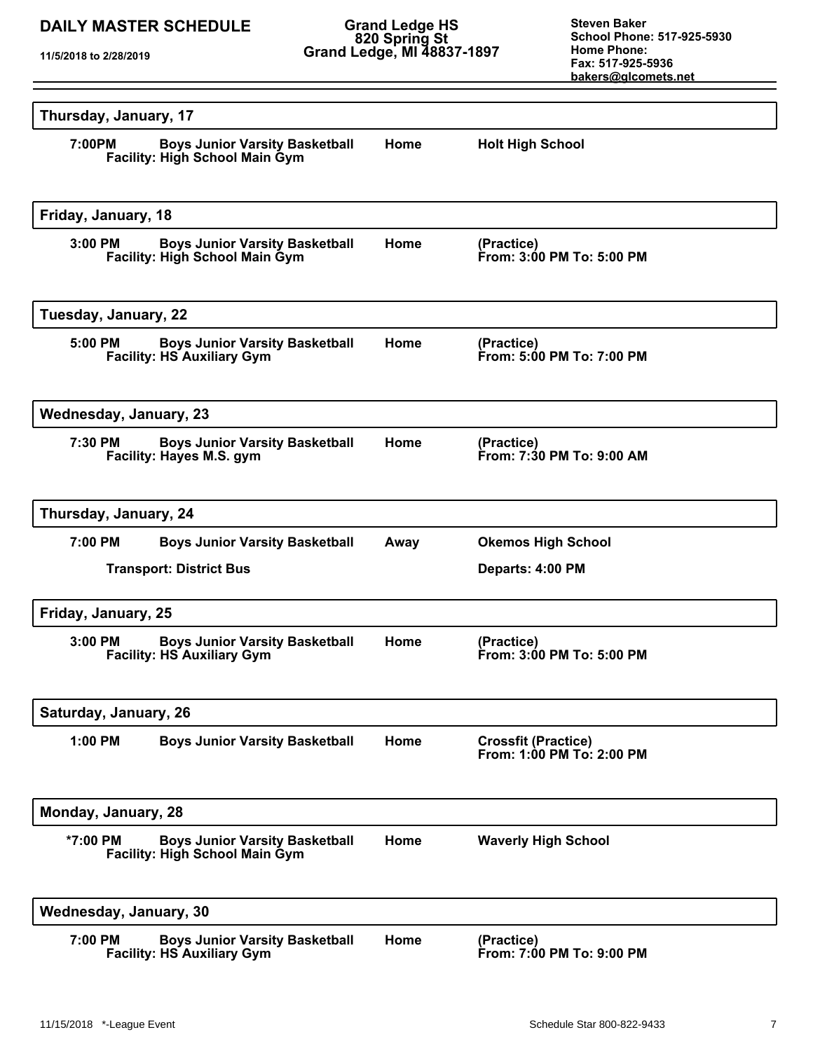**DAILY MASTER SCHEDULE**

**11/5/2018 to 2/28/2019**

**Grand Ledge HS**
**820 Spring St**
**Grand Ledge, MI 48837-1897**

**Steven Baker**
**School Phone: 517-925-5930**
**Home Phone:**
**Fax: 517-925-5936**
**bakers@glcomets.net**

---

### Thursday, January, 17

| | | | |
|---|---|---|---|
| **7:00PM** | **Boys Junior Varsity Basketball**<br>**Facility: High School Main Gym** | **Home** | **Holt High School** |

### Friday, January, 18

| | | | |
|---|---|---|---|
| **3:00 PM** | **Boys Junior Varsity Basketball**<br>**Facility: High School Main Gym** | **Home** | **(Practice)**<br>**From: 3:00 PM To: 5:00 PM** |

### Tuesday, January, 22

| | | | |
|---|---|---|---|
| **5:00 PM** | **Boys Junior Varsity Basketball**<br>**Facility: HS Auxiliary Gym** | **Home** | **(Practice)**<br>**From: 5:00 PM To: 7:00 PM** |

### Wednesday, January, 23

| | | | |
|---|---|---|---|
| **7:30 PM** | **Boys Junior Varsity Basketball**<br>**Facility: Hayes M.S. gym** | **Home** | **(Practice)**<br>**From: 7:30 PM To: 9:00 AM** |

### Thursday, January, 24

| | | | |
|---|---|---|---|
| **7:00 PM** | **Boys Junior Varsity Basketball** | **Away** | **Okemos High School** |
| | **Transport: District Bus** | | **Departs: 4:00 PM** |

### Friday, January, 25

| | | | |
|---|---|---|---|
| **3:00 PM** | **Boys Junior Varsity Basketball**<br>**Facility: HS Auxiliary Gym** | **Home** | **(Practice)**<br>**From: 3:00 PM To: 5:00 PM** |

### Saturday, January, 26

| | | | |
|---|---|---|---|
| **1:00 PM** | **Boys Junior Varsity Basketball** | **Home** | **Crossfit (Practice)**<br>**From: 1:00 PM To: 2:00 PM** |

### Monday, January, 28

| | | | |
|---|---|---|---|
| ***7:00 PM** | **Boys Junior Varsity Basketball**<br>**Facility: High School Main Gym** | **Home** | **Waverly High School** |

### Wednesday, January, 30

| | | | |
|---|---|---|---|
| **7:00 PM** | **Boys Junior Varsity Basketball**<br>**Facility: HS Auxiliary Gym** | **Home** | **(Practice)**<br>**From: 7:00 PM To: 9:00 PM** |

11/15/2018 *-League Event

Schedule Star 800-822-9433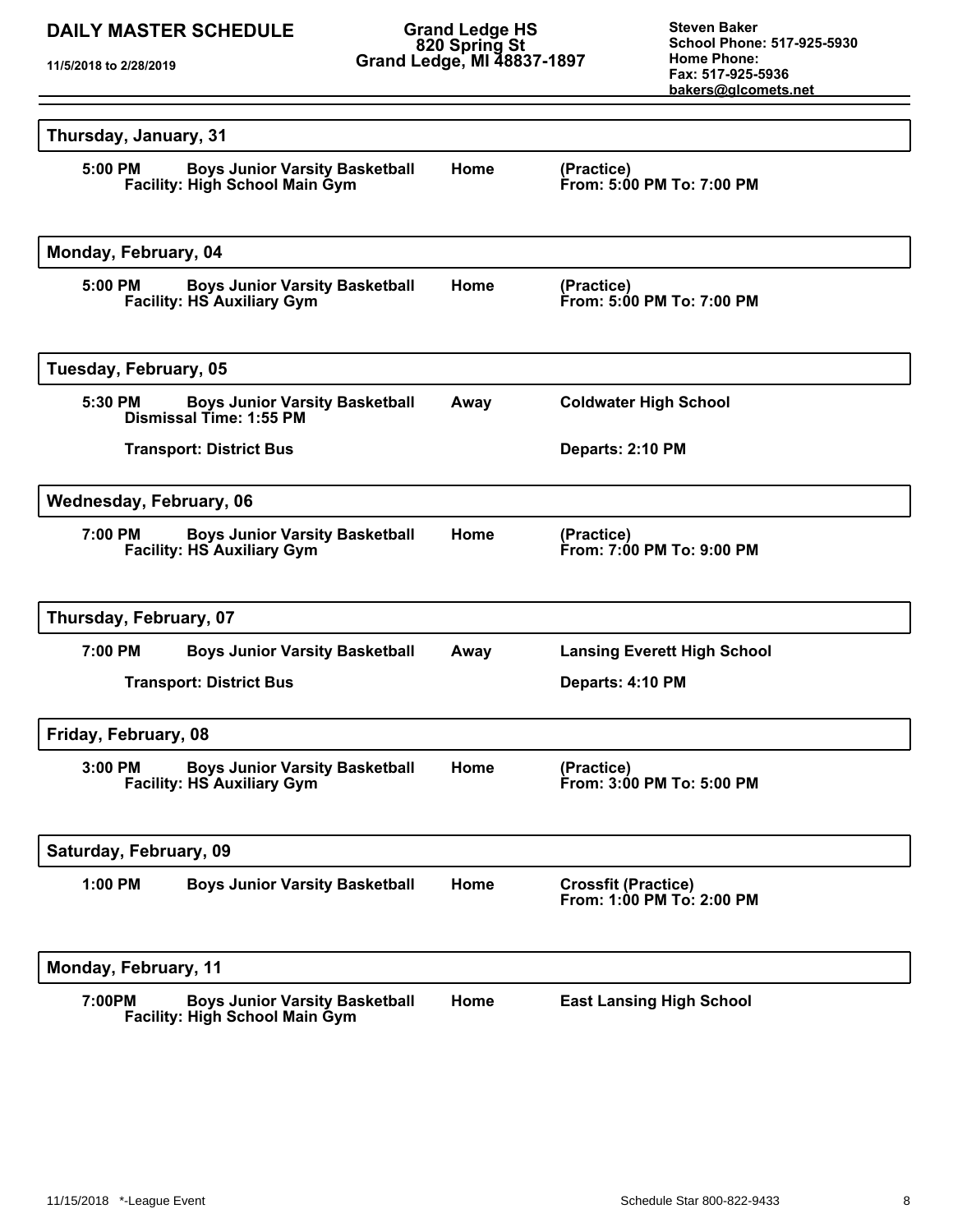**DAILY MASTER SCHEDULE**

**11/5/2018 to 2/28/2019**

**Grand Ledge HS**
**820 Spring St**
**Grand Ledge, MI 48837-1897**

**Steven Baker**
**School Phone: 517-925-5930**
**Home Phone:**
**Fax: 517-925-5936**
**bakers@glcomets.net**

## Thursday, January, 31

**5:00 PM** — **Boys Junior Varsity Basketball** — **Home** — **(Practice)**
**Facility: High School Main Gym** — **From: 5:00 PM To: 7:00 PM**

## Monday, February, 04

**5:00 PM** — **Boys Junior Varsity Basketball** — **Home** — **(Practice)**
**Facility: HS Auxiliary Gym** — **From: 5:00 PM To: 7:00 PM**

## Tuesday, February, 05

**5:30 PM** — **Boys Junior Varsity Basketball** — **Away** — **Coldwater High School**
**Dismissal Time: 1:55 PM**

**Transport: District Bus** — **Departs: 2:10 PM**

## Wednesday, February, 06

**7:00 PM** — **Boys Junior Varsity Basketball** — **Home** — **(Practice)**
**Facility: HS Auxiliary Gym** — **From: 7:00 PM To: 9:00 PM**

## Thursday, February, 07

**7:00 PM** — **Boys Junior Varsity Basketball** — **Away** — **Lansing Everett High School**

**Transport: District Bus** — **Departs: 4:10 PM**

## Friday, February, 08

**3:00 PM** — **Boys Junior Varsity Basketball** — **Home** — **(Practice)**
**Facility: HS Auxiliary Gym** — **From: 3:00 PM To: 5:00 PM**

## Saturday, February, 09

**1:00 PM** — **Boys Junior Varsity Basketball** — **Home** — **Crossfit (Practice)**
**From: 1:00 PM To: 2:00 PM**

## Monday, February, 11

**7:00PM** — **Boys Junior Varsity Basketball** — **Home** — **East Lansing High School**
**Facility: High School Main Gym**

11/15/2018 *-League Event — Schedule Star 800-822-9433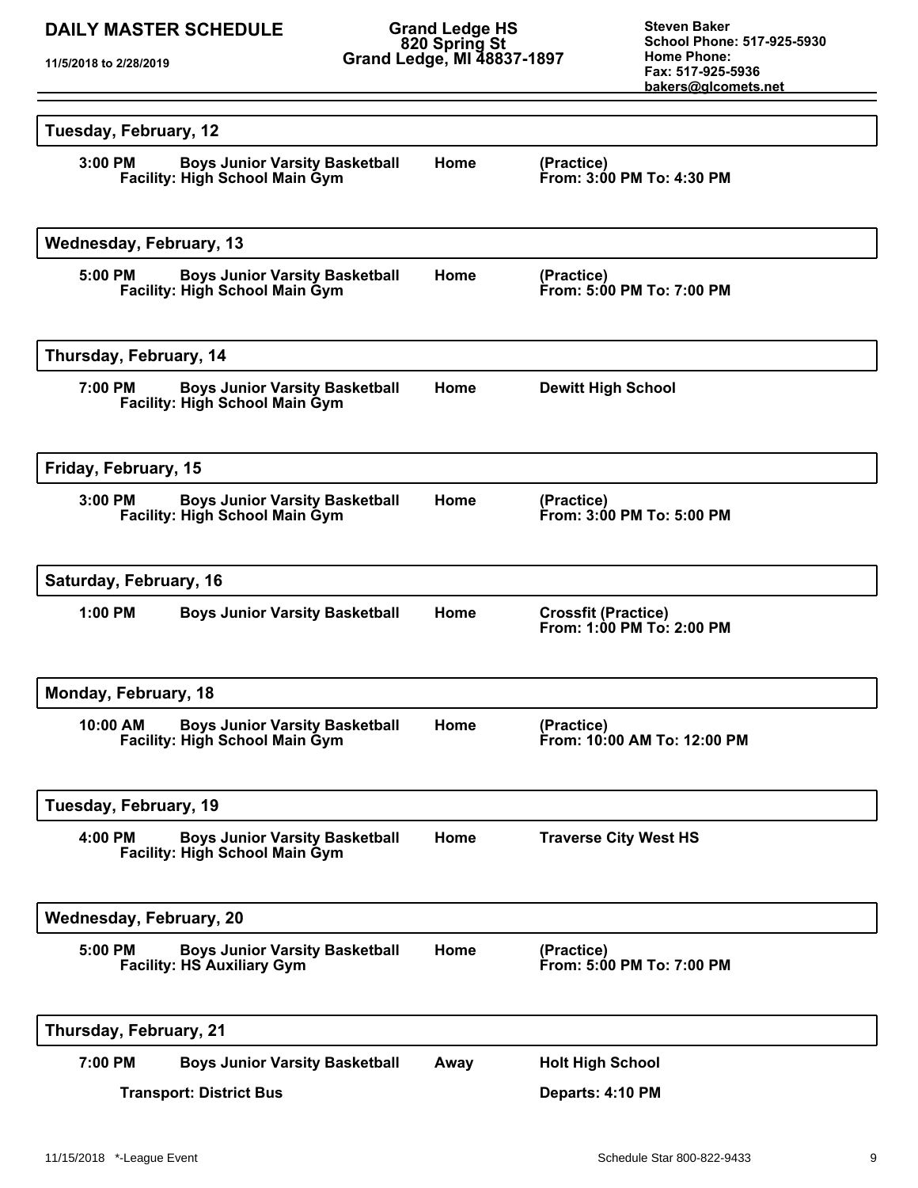**DAILY MASTER SCHEDULE**

11/5/2018 to 2/28/2019

**Grand Ledge HS**
**820 Spring St**
**Grand Ledge, MI 48837-1897**

**Steven Baker**
**School Phone: 517-925-5930**
**Home Phone:**
**Fax: 517-925-5936**
**bakers@glcomets.net**

## Tuesday, February, 12

| | | | |
|---|---|---|---|
| **3:00 PM** | **Boys Junior Varsity Basketball**<br>**Facility: High School Main Gym** | **Home** | **(Practice)**<br>**From: 3:00 PM To: 4:30 PM** |

## Wednesday, February, 13

| | | | |
|---|---|---|---|
| **5:00 PM** | **Boys Junior Varsity Basketball**<br>**Facility: High School Main Gym** | **Home** | **(Practice)**<br>**From: 5:00 PM To: 7:00 PM** |

## Thursday, February, 14

| | | | |
|---|---|---|---|
| **7:00 PM** | **Boys Junior Varsity Basketball**<br>**Facility: High School Main Gym** | **Home** | **Dewitt High School** |

## Friday, February, 15

| | | | |
|---|---|---|---|
| **3:00 PM** | **Boys Junior Varsity Basketball**<br>**Facility: High School Main Gym** | **Home** | **(Practice)**<br>**From: 3:00 PM To: 5:00 PM** |

## Saturday, February, 16

| | | | |
|---|---|---|---|
| **1:00 PM** | **Boys Junior Varsity Basketball** | **Home** | **Crossfit (Practice)**<br>**From: 1:00 PM To: 2:00 PM** |

## Monday, February, 18

| | | | |
|---|---|---|---|
| **10:00 AM** | **Boys Junior Varsity Basketball**<br>**Facility: High School Main Gym** | **Home** | **(Practice)**<br>**From: 10:00 AM To: 12:00 PM** |

## Tuesday, February, 19

| | | | |
|---|---|---|---|
| **4:00 PM** | **Boys Junior Varsity Basketball**<br>**Facility: High School Main Gym** | **Home** | **Traverse City West HS** |

## Wednesday, February, 20

| | | | |
|---|---|---|---|
| **5:00 PM** | **Boys Junior Varsity Basketball**<br>**Facility: HS Auxiliary Gym** | **Home** | **(Practice)**<br>**From: 5:00 PM To: 7:00 PM** |

## Thursday, February, 21

| | | | |
|---|---|---|---|
| **7:00 PM** | **Boys Junior Varsity Basketball** | **Away** | **Holt High School** |
| | **Transport: District Bus** | | **Departs: 4:10 PM** |

11/15/2018 *-League Event

Schedule Star 800-822-9433